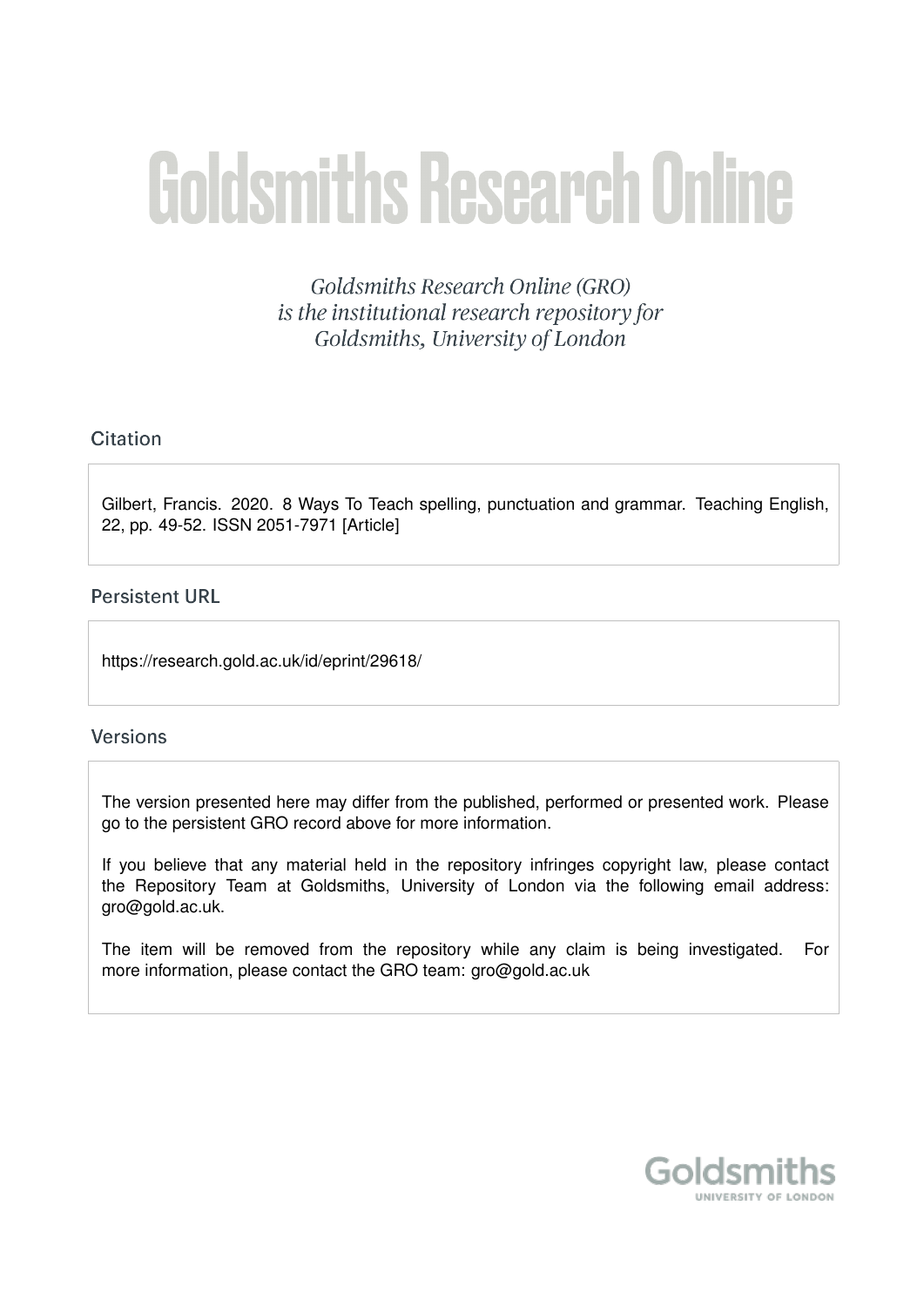# Goldsmiths Research Online

*Goldsmiths Research Online (GRO) is the institutional research repository for Goldsmiths, University of London*

## Citation

Gilbert, Francis. 2020. 8 Ways To Teach spelling, punctuation and grammar. Teaching English, 22, pp. 49-52. ISSN 2051-7971 [Article]

## Persistent URL

https://research.gold.ac.uk/id/eprint/29618/

## Versions

The version presented here may differ from the published, performed or presented work. Please go to the persistent GRO record above for more information.

If you believe that any material held in the repository infringes copyright law, please contact the Repository Team at Goldsmiths, University of London via the following email address: gro@gold.ac.uk.

The item will be removed from the repository while any claim is being investigated. For more information, please contact the GRO team: gro@gold.ac.uk

Goldsmiths
UNIVERSITY OF LONDON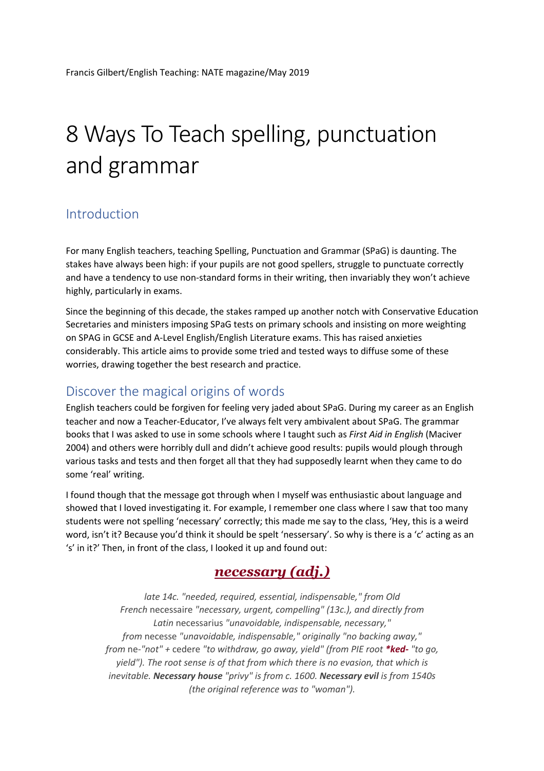Francis Gilbert/English Teaching: NATE magazine/May 2019

# 8 Ways To Teach spelling, punctuation and grammar

## Introduction

For many English teachers, teaching Spelling, Punctuation and Grammar (SPaG) is daunting. The stakes have always been high: if your pupils are not good spellers, struggle to punctuate correctly and have a tendency to use non-standard forms in their writing, then invariably they won't achieve highly, particularly in exams.

Since the beginning of this decade, the stakes ramped up another notch with Conservative Education Secretaries and ministers imposing SPaG tests on primary schools and insisting on more weighting on SPAG in GCSE and A-Level English/English Literature exams. This has raised anxieties considerably. This article aims to provide some tried and tested ways to diffuse some of these worries, drawing together the best research and practice.

## Discover the magical origins of words

English teachers could be forgiven for feeling very jaded about SPaG. During my career as an English teacher and now a Teacher-Educator, I've always felt very ambivalent about SPaG. The grammar books that I was asked to use in some schools where I taught such as *First Aid in English* (Maciver 2004) and others were horribly dull and didn't achieve good results: pupils would plough through various tasks and tests and then forget all that they had supposedly learnt when they came to do some 'real' writing.

I found though that the message got through when I myself was enthusiastic about language and showed that I loved investigating it. For example, I remember one class where I saw that too many students were not spelling 'necessary' correctly; this made me say to the class, 'Hey, this is a weird word, isn't it? Because you'd think it should be spelt 'nessersary'. So why is there is a 'c' acting as an 's' in it?' Then, in front of the class, I looked it up and found out:

### ***necessary (adj.)***

*late 14c. "needed, required, essential, indispensable," from Old French* necessaire *"necessary, urgent, compelling" (13c.), and directly from Latin* necessarius *"unavoidable, indispensable, necessary," from* necesse *"unavoidable, indispensable," originally "no backing away," from* ne- *"not" +* cedere *"to withdraw, go away, yield" (from PIE root* ***\*ked-*** *"to go, yield"). The root sense is of that from which there is no evasion, that which is inevitable.* ***Necessary house*** *"privy" is from c. 1600.* ***Necessary evil*** *is from 1540s (the original reference was to "woman").*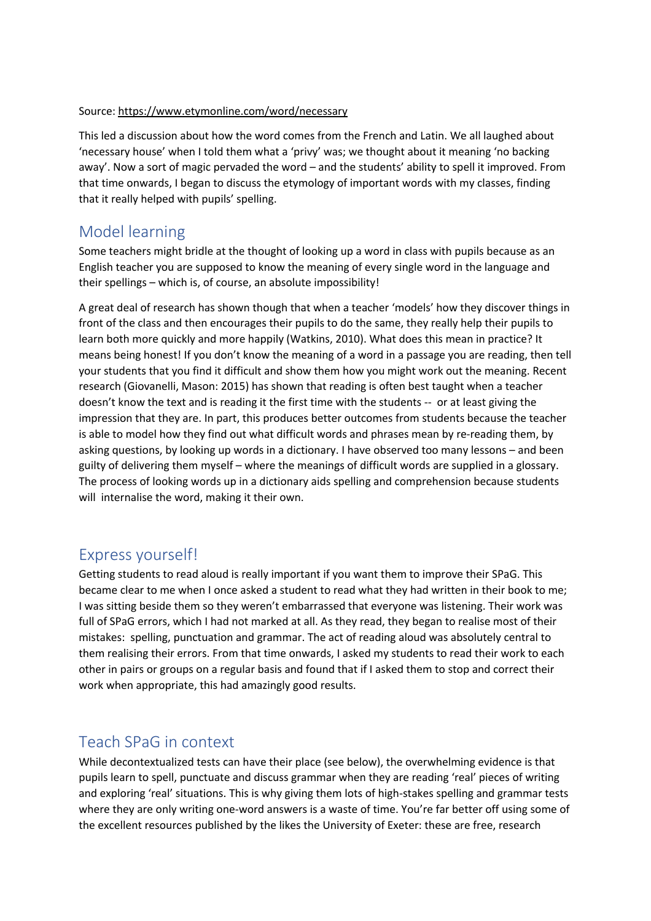Source: https://www.etymonline.com/word/necessary

This led a discussion about how the word comes from the French and Latin. We all laughed about 'necessary house' when I told them what a 'privy' was; we thought about it meaning 'no backing away'. Now a sort of magic pervaded the word – and the students' ability to spell it improved. From that time onwards, I began to discuss the etymology of important words with my classes, finding that it really helped with pupils' spelling.

## Model learning

Some teachers might bridle at the thought of looking up a word in class with pupils because as an English teacher you are supposed to know the meaning of every single word in the language and their spellings – which is, of course, an absolute impossibility!

A great deal of research has shown though that when a teacher 'models' how they discover things in front of the class and then encourages their pupils to do the same, they really help their pupils to learn both more quickly and more happily (Watkins, 2010). What does this mean in practice? It means being honest! If you don't know the meaning of a word in a passage you are reading, then tell your students that you find it difficult and show them how you might work out the meaning. Recent research (Giovanelli, Mason: 2015) has shown that reading is often best taught when a teacher doesn't know the text and is reading it the first time with the students -- or at least giving the impression that they are. In part, this produces better outcomes from students because the teacher is able to model how they find out what difficult words and phrases mean by re-reading them, by asking questions, by looking up words in a dictionary. I have observed too many lessons – and been guilty of delivering them myself – where the meanings of difficult words are supplied in a glossary. The process of looking words up in a dictionary aids spelling and comprehension because students will internalise the word, making it their own.

## Express yourself!

Getting students to read aloud is really important if you want them to improve their SPaG. This became clear to me when I once asked a student to read what they had written in their book to me; I was sitting beside them so they weren't embarrassed that everyone was listening. Their work was full of SPaG errors, which I had not marked at all. As they read, they began to realise most of their mistakes: spelling, punctuation and grammar. The act of reading aloud was absolutely central to them realising their errors. From that time onwards, I asked my students to read their work to each other in pairs or groups on a regular basis and found that if I asked them to stop and correct their work when appropriate, this had amazingly good results.

## Teach SPaG in context

While decontextualized tests can have their place (see below), the overwhelming evidence is that pupils learn to spell, punctuate and discuss grammar when they are reading 'real' pieces of writing and exploring 'real' situations. This is why giving them lots of high-stakes spelling and grammar tests where they are only writing one-word answers is a waste of time. You're far better off using some of the excellent resources published by the likes the University of Exeter: these are free, research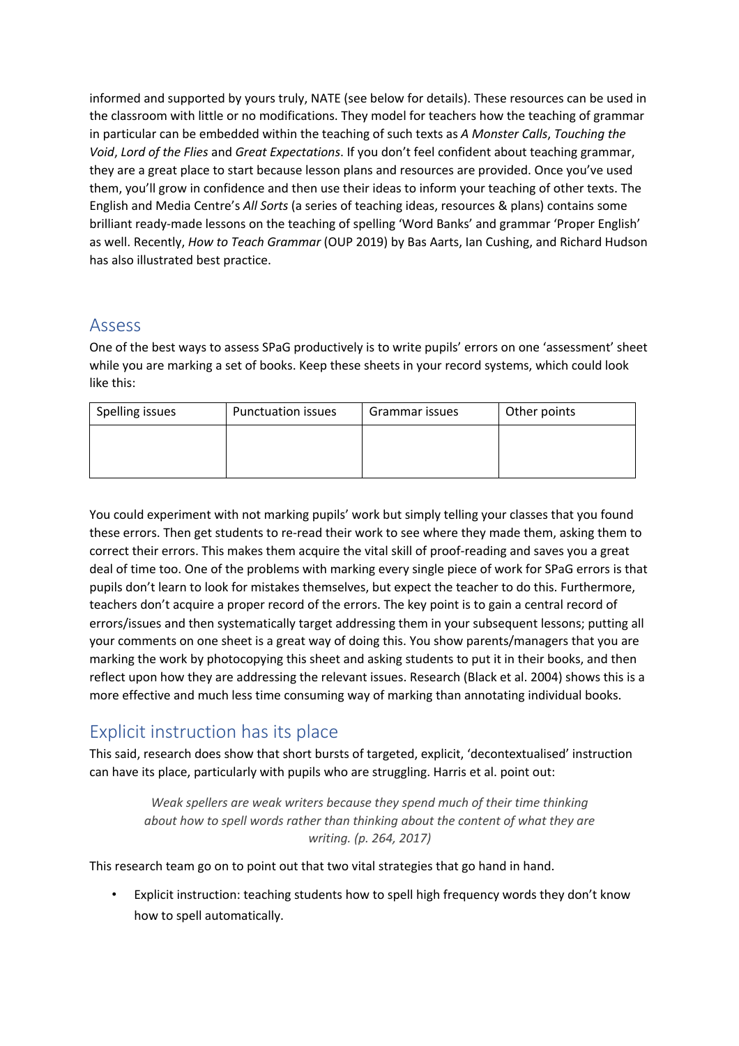informed and supported by yours truly, NATE (see below for details). These resources can be used in the classroom with little or no modifications. They model for teachers how the teaching of grammar in particular can be embedded within the teaching of such texts as *A Monster Calls*, *Touching the Void*, *Lord of the Flies* and *Great Expectations*. If you don't feel confident about teaching grammar, they are a great place to start because lesson plans and resources are provided. Once you've used them, you'll grow in confidence and then use their ideas to inform your teaching of other texts. The English and Media Centre's *All Sorts* (a series of teaching ideas, resources & plans) contains some brilliant ready-made lessons on the teaching of spelling 'Word Banks' and grammar 'Proper English' as well. Recently, *How to Teach Grammar* (OUP 2019) by Bas Aarts, Ian Cushing, and Richard Hudson has also illustrated best practice.

## Assess

One of the best ways to assess SPaG productively is to write pupils' errors on one 'assessment' sheet while you are marking a set of books. Keep these sheets in your record systems, which could look like this:

| Spelling issues | Punctuation issues | Grammar issues | Other points |
|---|---|---|---|
| | | | |

You could experiment with not marking pupils' work but simply telling your classes that you found these errors. Then get students to re-read their work to see where they made them, asking them to correct their errors. This makes them acquire the vital skill of proof-reading and saves you a great deal of time too. One of the problems with marking every single piece of work for SPaG errors is that pupils don't learn to look for mistakes themselves, but expect the teacher to do this. Furthermore, teachers don't acquire a proper record of the errors. The key point is to gain a central record of errors/issues and then systematically target addressing them in your subsequent lessons; putting all your comments on one sheet is a great way of doing this. You show parents/managers that you are marking the work by photocopying this sheet and asking students to put it in their books, and then reflect upon how they are addressing the relevant issues. Research (Black et al. 2004) shows this is a more effective and much less time consuming way of marking than annotating individual books.

## Explicit instruction has its place

This said, research does show that short bursts of targeted, explicit, 'decontextualised' instruction can have its place, particularly with pupils who are struggling. Harris et al. point out:

> *Weak spellers are weak writers because they spend much of their time thinking about how to spell words rather than thinking about the content of what they are writing. (p. 264, 2017)*

This research team go on to point out that two vital strategies that go hand in hand.

- Explicit instruction: teaching students how to spell high frequency words they don't know how to spell automatically.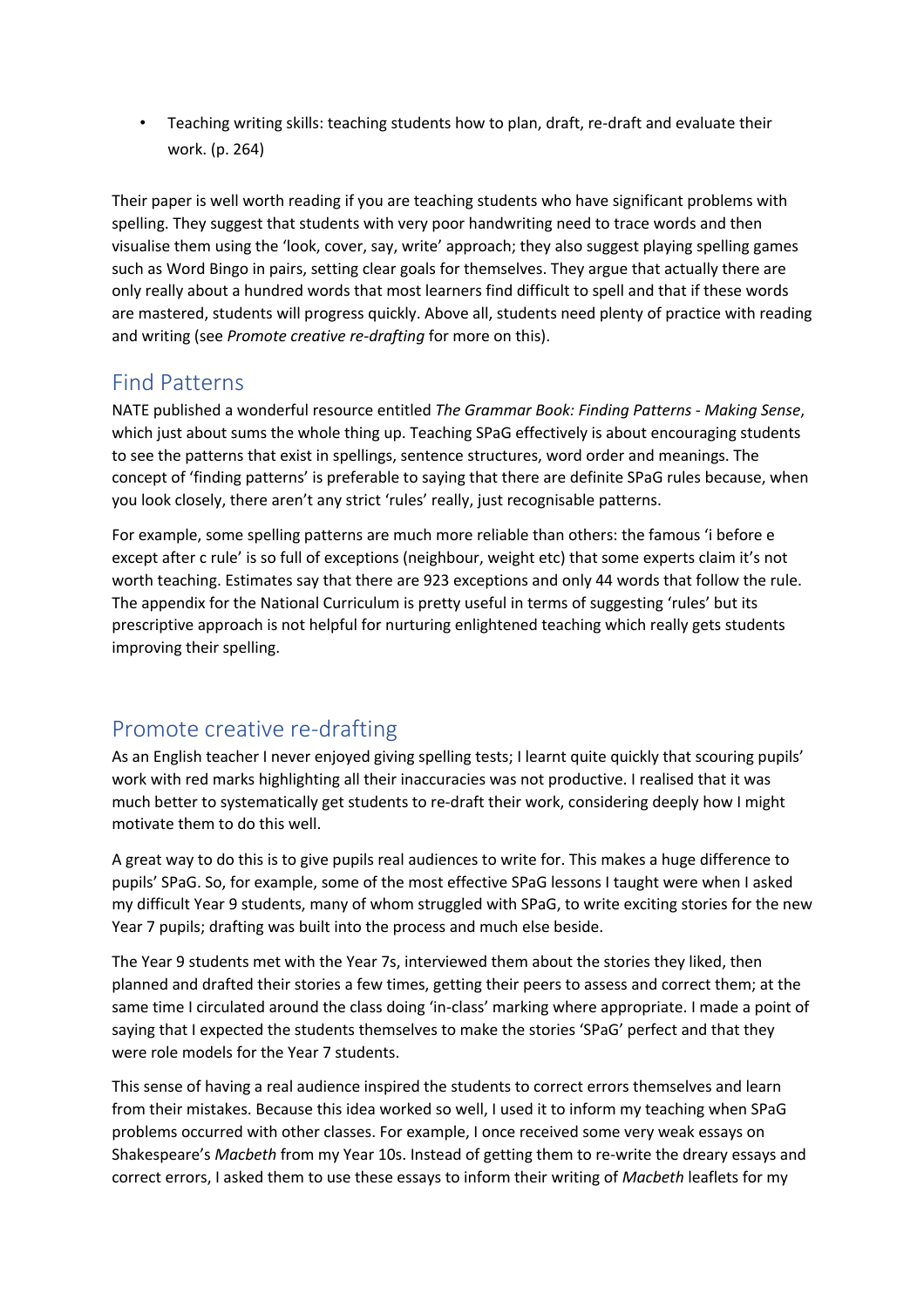- Teaching writing skills: teaching students how to plan, draft, re-draft and evaluate their work. (p. 264)

Their paper is well worth reading if you are teaching students who have significant problems with spelling. They suggest that students with very poor handwriting need to trace words and then visualise them using the 'look, cover, say, write' approach; they also suggest playing spelling games such as Word Bingo in pairs, setting clear goals for themselves. They argue that actually there are only really about a hundred words that most learners find difficult to spell and that if these words are mastered, students will progress quickly. Above all, students need plenty of practice with reading and writing (see *Promote creative re-drafting* for more on this).

## Find Patterns

NATE published a wonderful resource entitled *The Grammar Book: Finding Patterns - Making Sense*, which just about sums the whole thing up. Teaching SPaG effectively is about encouraging students to see the patterns that exist in spellings, sentence structures, word order and meanings. The concept of 'finding patterns' is preferable to saying that there are definite SPaG rules because, when you look closely, there aren't any strict 'rules' really, just recognisable patterns.

For example, some spelling patterns are much more reliable than others: the famous 'i before e except after c rule' is so full of exceptions (neighbour, weight etc) that some experts claim it's not worth teaching. Estimates say that there are 923 exceptions and only 44 words that follow the rule. The appendix for the National Curriculum is pretty useful in terms of suggesting 'rules' but its prescriptive approach is not helpful for nurturing enlightened teaching which really gets students improving their spelling.

## Promote creative re-drafting

As an English teacher I never enjoyed giving spelling tests; I learnt quite quickly that scouring pupils' work with red marks highlighting all their inaccuracies was not productive. I realised that it was much better to systematically get students to re-draft their work, considering deeply how I might motivate them to do this well.

A great way to do this is to give pupils real audiences to write for. This makes a huge difference to pupils' SPaG. So, for example, some of the most effective SPaG lessons I taught were when I asked my difficult Year 9 students, many of whom struggled with SPaG, to write exciting stories for the new Year 7 pupils; drafting was built into the process and much else beside.

The Year 9 students met with the Year 7s, interviewed them about the stories they liked, then planned and drafted their stories a few times, getting their peers to assess and correct them; at the same time I circulated around the class doing 'in-class' marking where appropriate. I made a point of saying that I expected the students themselves to make the stories 'SPaG' perfect and that they were role models for the Year 7 students.

This sense of having a real audience inspired the students to correct errors themselves and learn from their mistakes. Because this idea worked so well, I used it to inform my teaching when SPaG problems occurred with other classes. For example, I once received some very weak essays on Shakespeare's *Macbeth* from my Year 10s. Instead of getting them to re-write the dreary essays and correct errors, I asked them to use these essays to inform their writing of *Macbeth* leaflets for my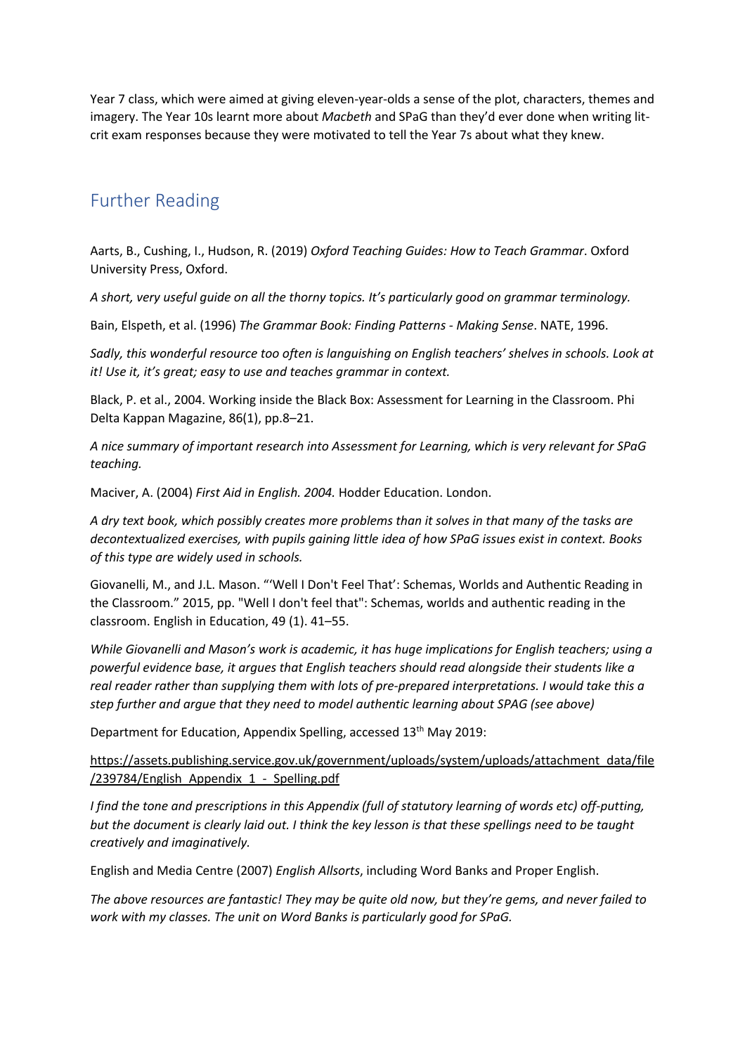Year 7 class, which were aimed at giving eleven-year-olds a sense of the plot, characters, themes and imagery. The Year 10s learnt more about *Macbeth* and SPaG than they'd ever done when writing lit-crit exam responses because they were motivated to tell the Year 7s about what they knew.

## Further Reading

Aarts, B., Cushing, I., Hudson, R. (2019) *Oxford Teaching Guides: How to Teach Grammar*. Oxford University Press, Oxford.

*A short, very useful guide on all the thorny topics. It's particularly good on grammar terminology.*

Bain, Elspeth, et al. (1996) *The Grammar Book: Finding Patterns - Making Sense*. NATE, 1996.

*Sadly, this wonderful resource too often is languishing on English teachers' shelves in schools. Look at it! Use it, it's great; easy to use and teaches grammar in context.*

Black, P. et al., 2004. Working inside the Black Box: Assessment for Learning in the Classroom. Phi Delta Kappan Magazine, 86(1), pp.8–21.

*A nice summary of important research into Assessment for Learning, which is very relevant for SPaG teaching.*

Maciver, A. (2004) *First Aid in English. 2004.* Hodder Education. London.

*A dry text book, which possibly creates more problems than it solves in that many of the tasks are decontextualized exercises, with pupils gaining little idea of how SPaG issues exist in context. Books of this type are widely used in schools.*

Giovanelli, M., and J.L. Mason. "'Well I Don't Feel That': Schemas, Worlds and Authentic Reading in the Classroom." 2015, pp. "Well I don't feel that": Schemas, worlds and authentic reading in the classroom. English in Education, 49 (1). 41–55.

*While Giovanelli and Mason's work is academic, it has huge implications for English teachers; using a powerful evidence base, it argues that English teachers should read alongside their students like a real reader rather than supplying them with lots of pre-prepared interpretations. I would take this a step further and argue that they need to model authentic learning about SPAG (see above)*

Department for Education, Appendix Spelling, accessed 13th May 2019:

https://assets.publishing.service.gov.uk/government/uploads/system/uploads/attachment_data/file/239784/English_Appendix_1_-_Spelling.pdf

*I find the tone and prescriptions in this Appendix (full of statutory learning of words etc) off-putting, but the document is clearly laid out. I think the key lesson is that these spellings need to be taught creatively and imaginatively.*

English and Media Centre (2007) *English Allsorts*, including Word Banks and Proper English.

*The above resources are fantastic! They may be quite old now, but they're gems, and never failed to work with my classes. The unit on Word Banks is particularly good for SPaG.*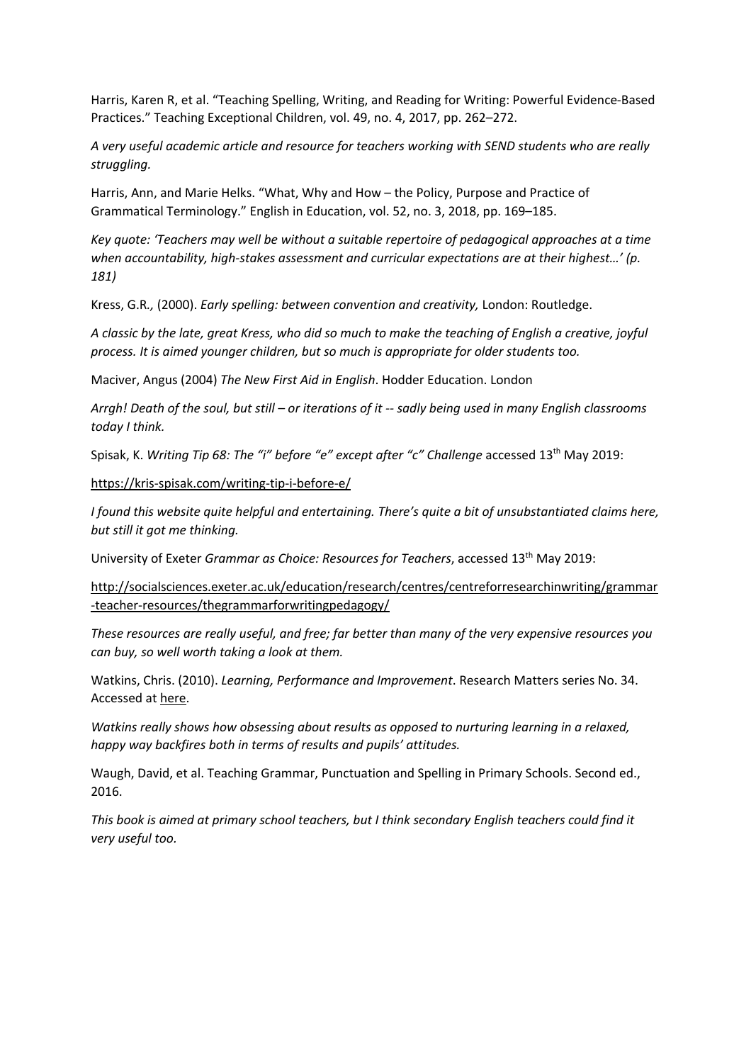Harris, Karen R, et al. "Teaching Spelling, Writing, and Reading for Writing: Powerful Evidence-Based Practices." Teaching Exceptional Children, vol. 49, no. 4, 2017, pp. 262–272.

*A very useful academic article and resource for teachers working with SEND students who are really struggling.*

Harris, Ann, and Marie Helks. "What, Why and How – the Policy, Purpose and Practice of Grammatical Terminology." English in Education, vol. 52, no. 3, 2018, pp. 169–185.

*Key quote: 'Teachers may well be without a suitable repertoire of pedagogical approaches at a time when accountability, high-stakes assessment and curricular expectations are at their highest…' (p. 181)*

Kress, G.R*.,* (2000). *Early spelling: between convention and creativity,* London: Routledge.

*A classic by the late, great Kress, who did so much to make the teaching of English a creative, joyful process. It is aimed younger children, but so much is appropriate for older students too.*

Maciver, Angus (2004) *The New First Aid in English*. Hodder Education. London

*Arrgh! Death of the soul, but still – or iterations of it -- sadly being used in many English classrooms today I think.*

Spisak, K. *Writing Tip 68: The "i" before "e" except after "c" Challenge* accessed 13th May 2019:

https://kris-spisak.com/writing-tip-i-before-e/

*I found this website quite helpful and entertaining. There's quite a bit of unsubstantiated claims here, but still it got me thinking.*

University of Exeter *Grammar as Choice: Resources for Teachers*, accessed 13th May 2019:

http://socialsciences.exeter.ac.uk/education/research/centres/centreforresearchinwriting/grammar-teacher-resources/thegrammarforwritingpedagogy/

*These resources are really useful, and free; far better than many of the very expensive resources you can buy, so well worth taking a look at them.*

Watkins, Chris. (2010). *Learning, Performance and Improvement*. Research Matters series No. 34. Accessed at here.

*Watkins really shows how obsessing about results as opposed to nurturing learning in a relaxed, happy way backfires both in terms of results and pupils' attitudes.*

Waugh, David, et al. Teaching Grammar, Punctuation and Spelling in Primary Schools. Second ed., 2016.

*This book is aimed at primary school teachers, but I think secondary English teachers could find it very useful too.*